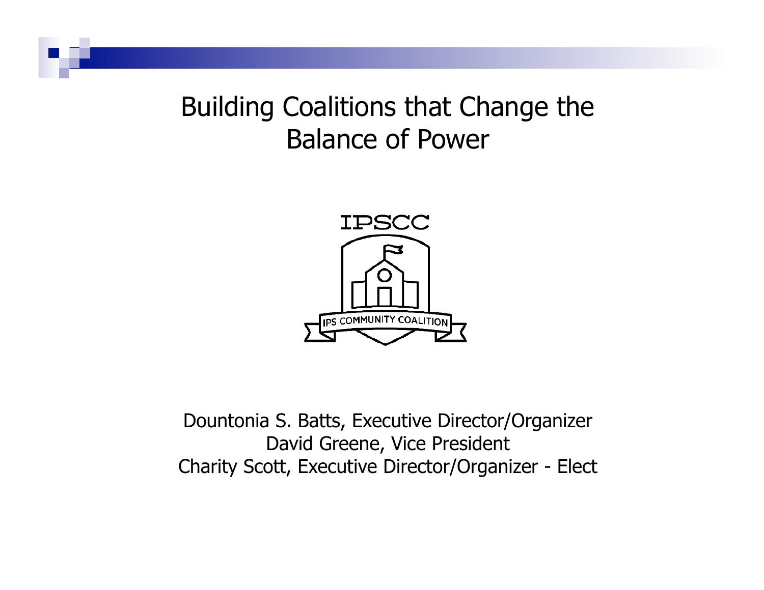# Building Coalitions that Change the Balance of Power

IPSCC

IPS COMMUNITY COALITION

Dountonia S. Batts, Executive Director/Organizer
David Greene, Vice President
Charity Scott, Executive Director/Organizer - Elect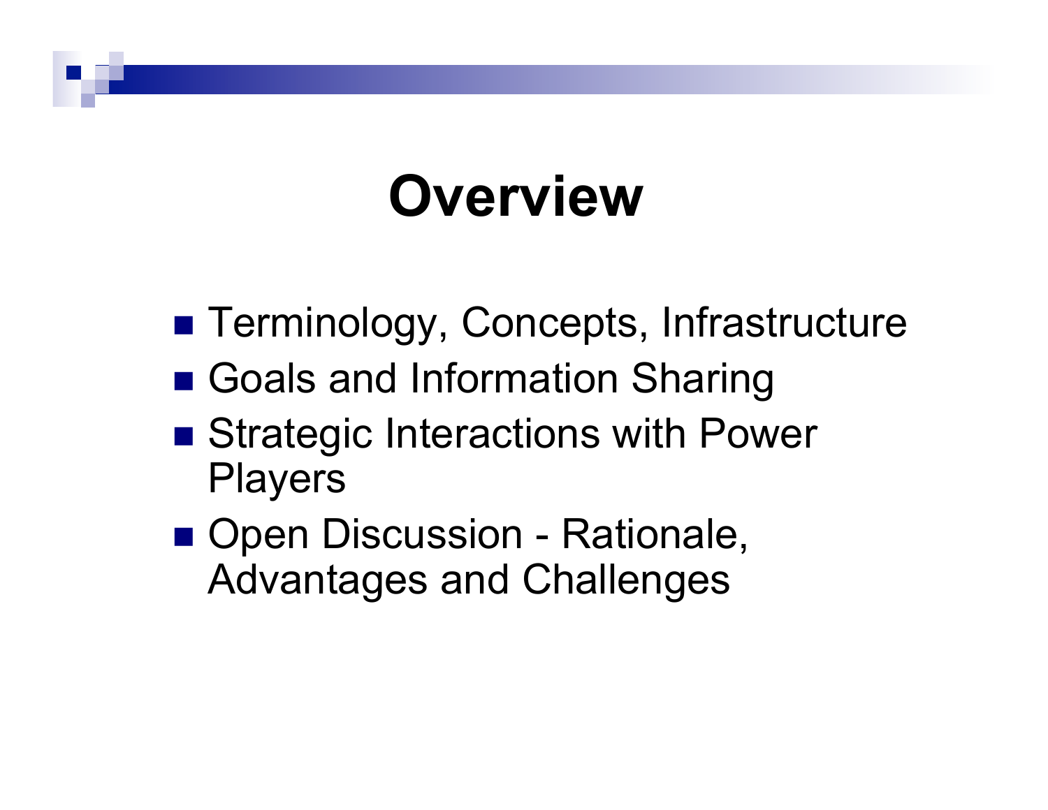# Overview

- Terminology, Concepts, Infrastructure
- Goals and Information Sharing
- Strategic Interactions with Power Players
- Open Discussion - Rationale, Advantages and Challenges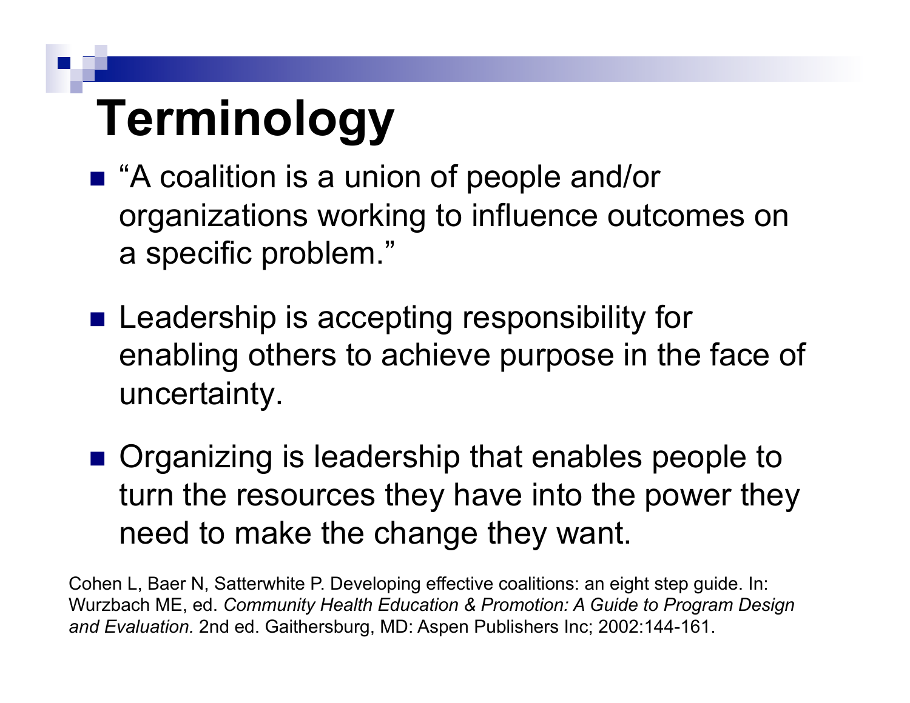# Terminology

- "A coalition is a union of people and/or organizations working to influence outcomes on a specific problem."
- Leadership is accepting responsibility for enabling others to achieve purpose in the face of uncertainty.
- Organizing is leadership that enables people to turn the resources they have into the power they need to make the change they want.

Cohen L, Baer N, Satterwhite P. Developing effective coalitions: an eight step guide. In: Wurzbach ME, ed. *Community Health Education & Promotion: A Guide to Program Design and Evaluation.* 2nd ed. Gaithersburg, MD: Aspen Publishers Inc; 2002:144-161.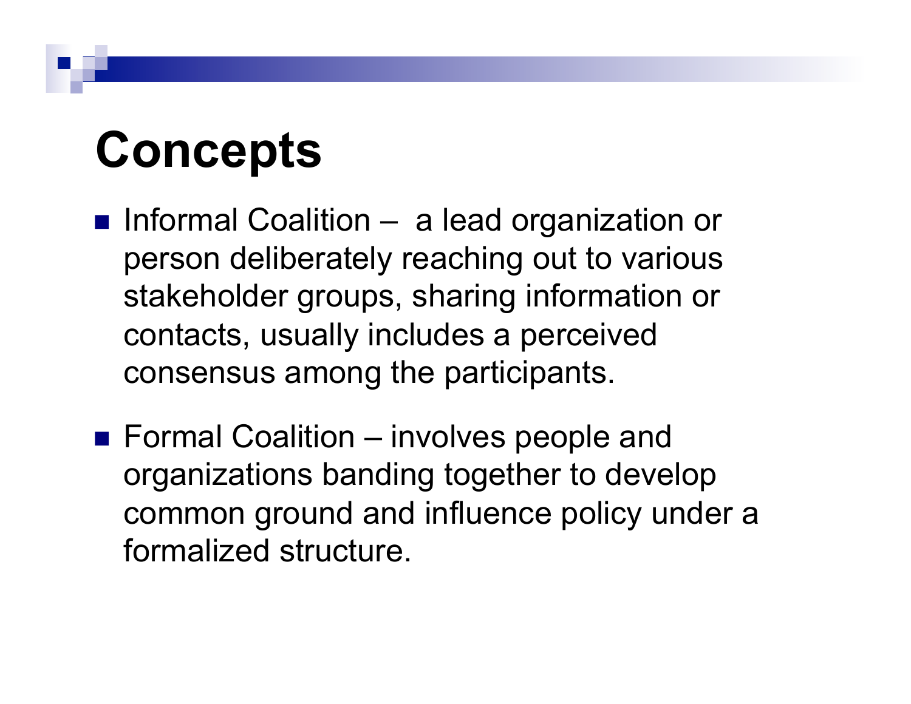# Concepts

- Informal Coalition – a lead organization or person deliberately reaching out to various stakeholder groups, sharing information or contacts, usually includes a perceived consensus among the participants.
- Formal Coalition – involves people and organizations banding together to develop common ground and influence policy under a formalized structure.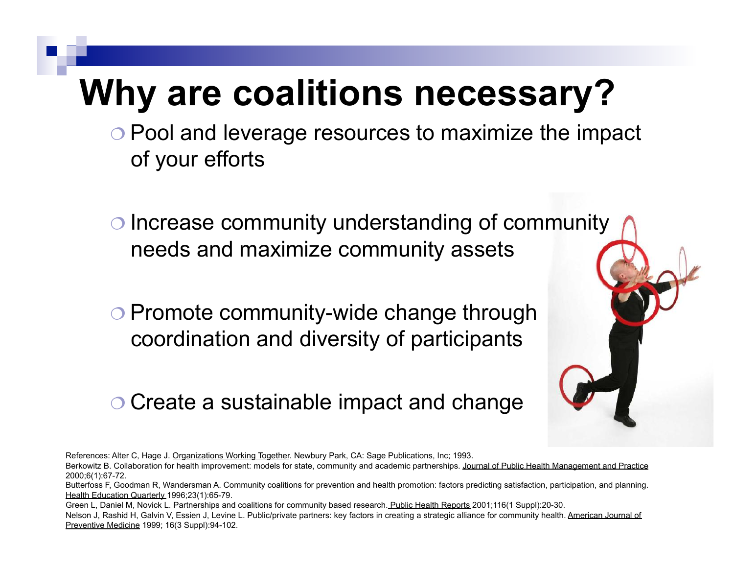# Why are coalitions necessary?

- Pool and leverage resources to maximize the impact of your efforts

- Increase community understanding of community needs and maximize community assets

- Promote community-wide change through coordination and diversity of participants

- Create a sustainable impact and change

References: Alter C, Hage J. Organizations Working Together. Newbury Park, CA: Sage Publications, Inc; 1993.

Berkowitz B. Collaboration for health improvement: models for state, community and academic partnerships. Journal of Public Health Management and Practice 2000;6(1):67-72.

Butterfoss F, Goodman R, Wandersman A. Community coalitions for prevention and health promotion: factors predicting satisfaction, participation, and planning. Health Education Quarterly 1996;23(1):65-79.

Green L, Daniel M, Novick L. Partnerships and coalitions for community based research. Public Health Reports 2001;116(1 Suppl):20-30.

Nelson J, Rashid H, Galvin V, Essien J, Levine L. Public/private partners: key factors in creating a strategic alliance for community health. American Journal of Preventive Medicine 1999; 16(3 Suppl):94-102.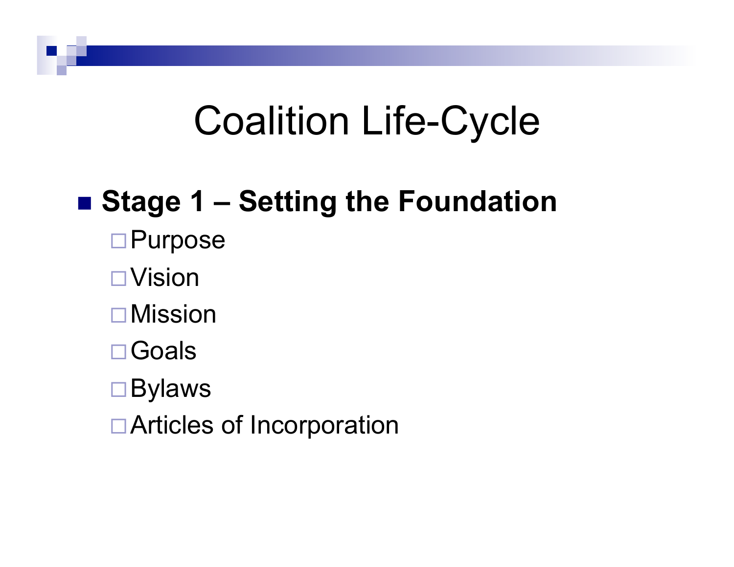# Coalition Life-Cycle

- **Stage 1 – Setting the Foundation**
  - Purpose
  - Vision
  - Mission
  - Goals
  - Bylaws
  - Articles of Incorporation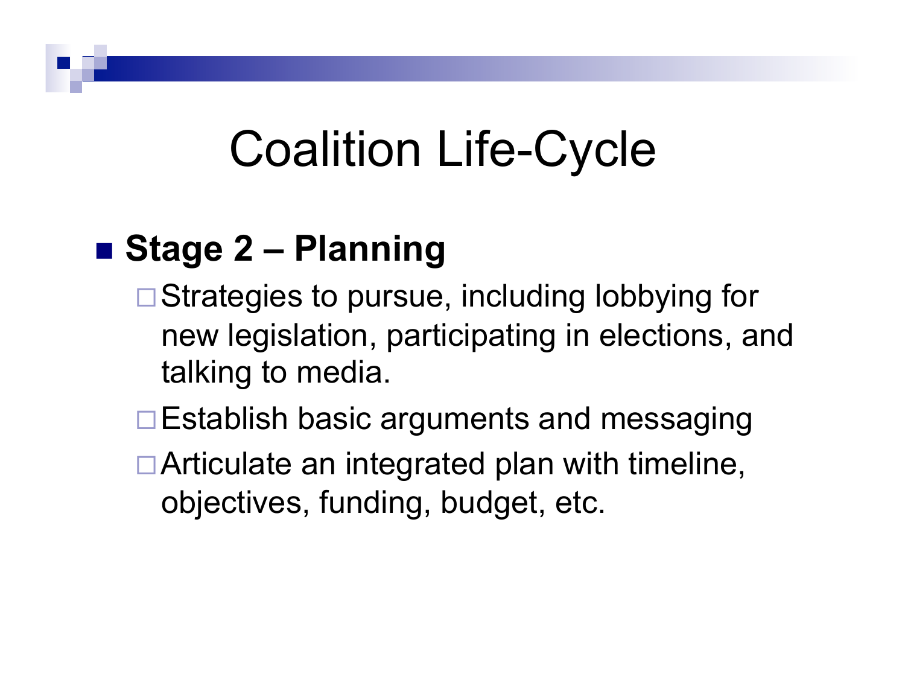# Coalition Life-Cycle

- **Stage 2 – Planning**
  - Strategies to pursue, including lobbying for new legislation, participating in elections, and talking to media.
  - Establish basic arguments and messaging
  - Articulate an integrated plan with timeline, objectives, funding, budget, etc.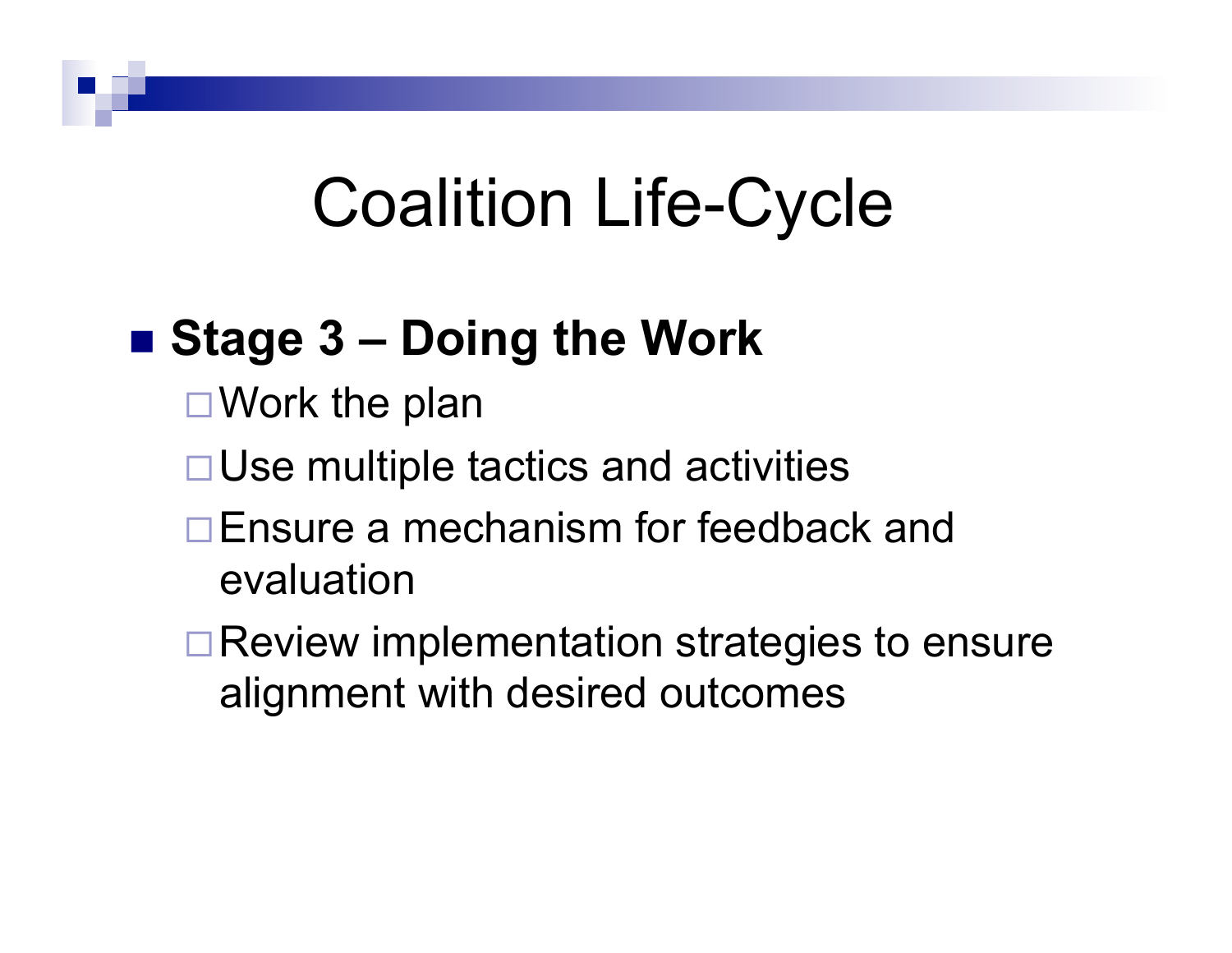# Coalition Life-Cycle

- **Stage 3 – Doing the Work**
  - Work the plan
  - Use multiple tactics and activities
  - Ensure a mechanism for feedback and evaluation
  - Review implementation strategies to ensure alignment with desired outcomes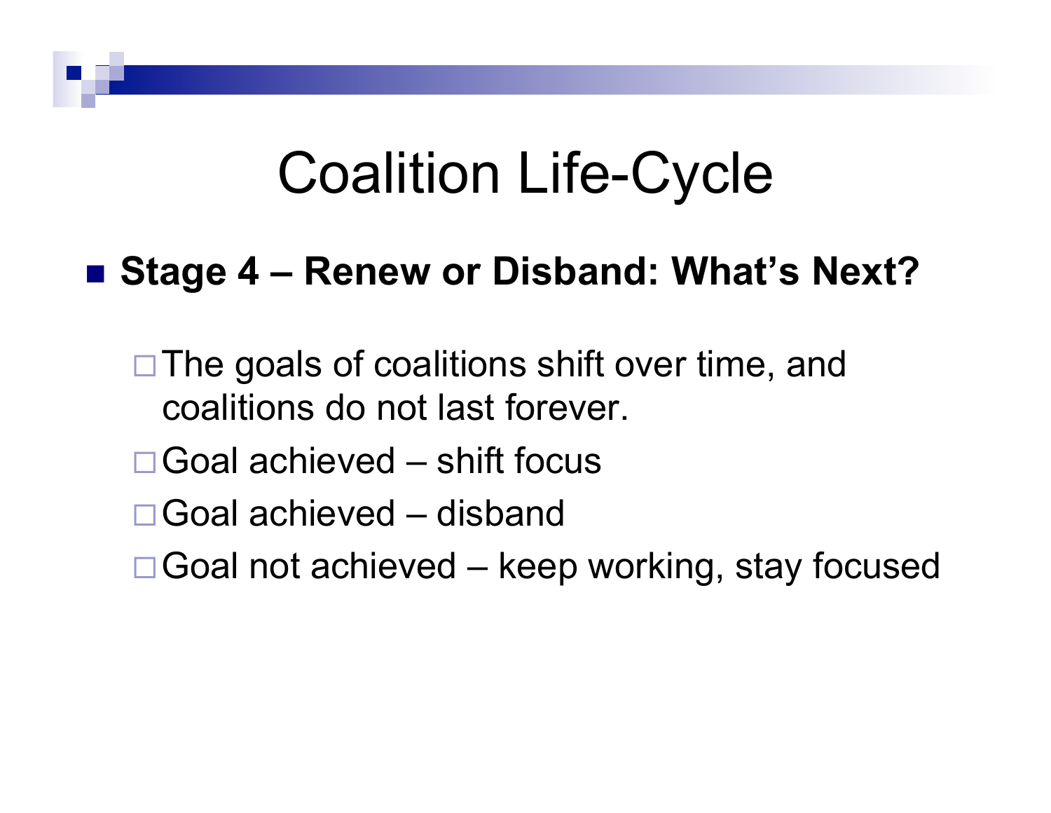# Coalition Life-Cycle

- **Stage 4 – Renew or Disband: What's Next?**
  - The goals of coalitions shift over time, and coalitions do not last forever.
  - Goal achieved – shift focus
  - Goal achieved – disband
  - Goal not achieved – keep working, stay focused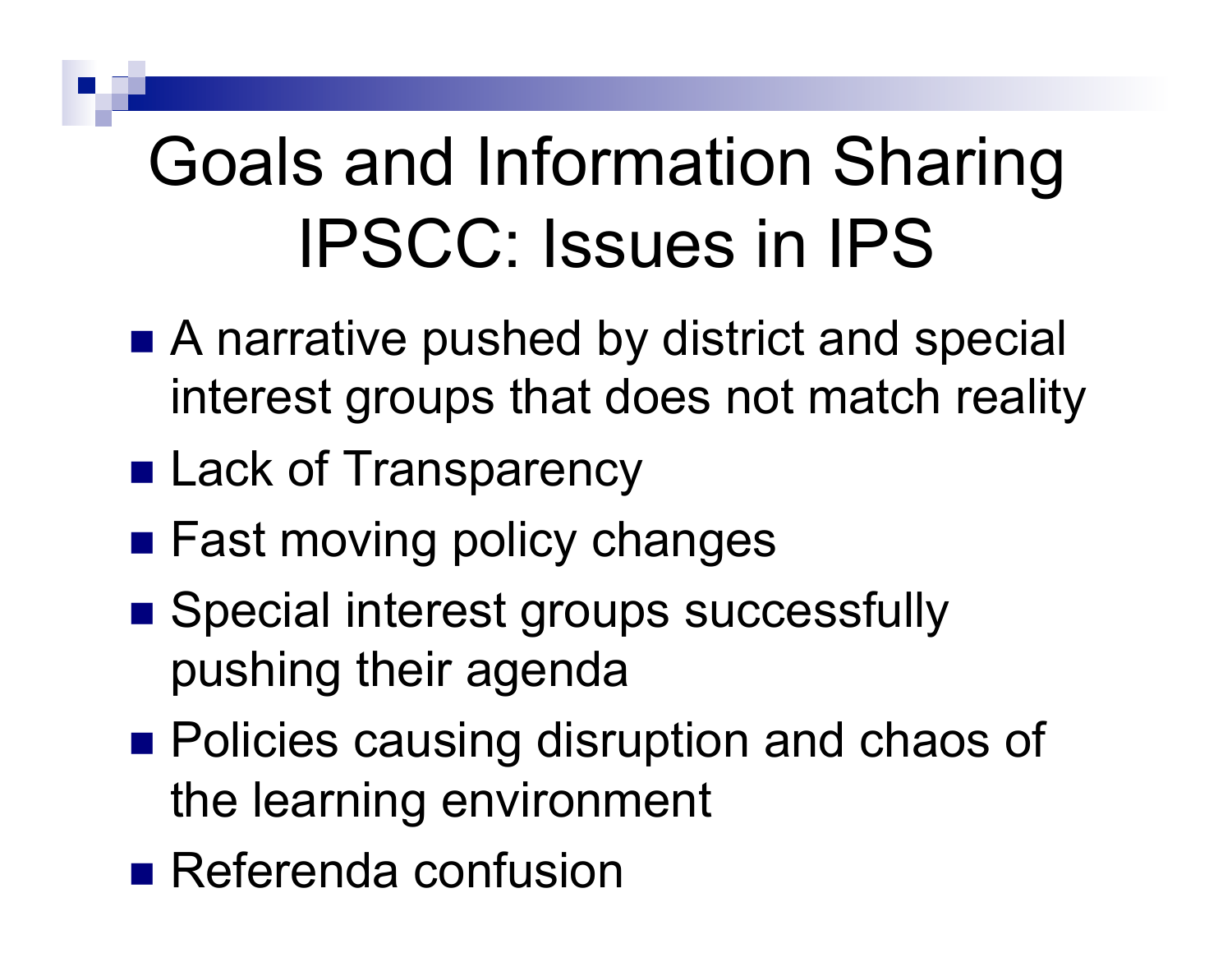# Goals and Information Sharing IPSCC: Issues in IPS

- A narrative pushed by district and special interest groups that does not match reality
- Lack of Transparency
- Fast moving policy changes
- Special interest groups successfully pushing their agenda
- Policies causing disruption and chaos of the learning environment
- Referenda confusion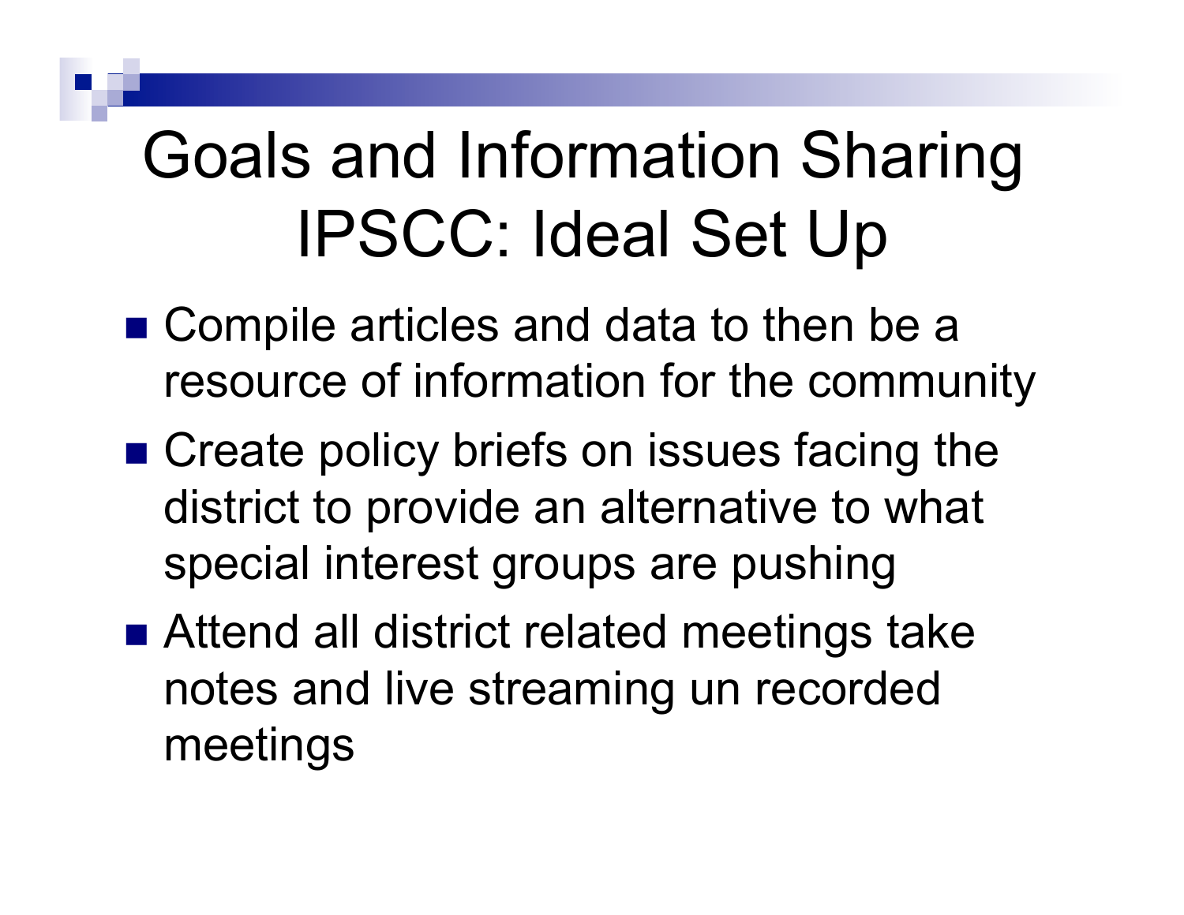# Goals and Information Sharing IPSCC: Ideal Set Up

- Compile articles and data to then be a resource of information for the community
- Create policy briefs on issues facing the district to provide an alternative to what special interest groups are pushing
- Attend all district related meetings take notes and live streaming un recorded meetings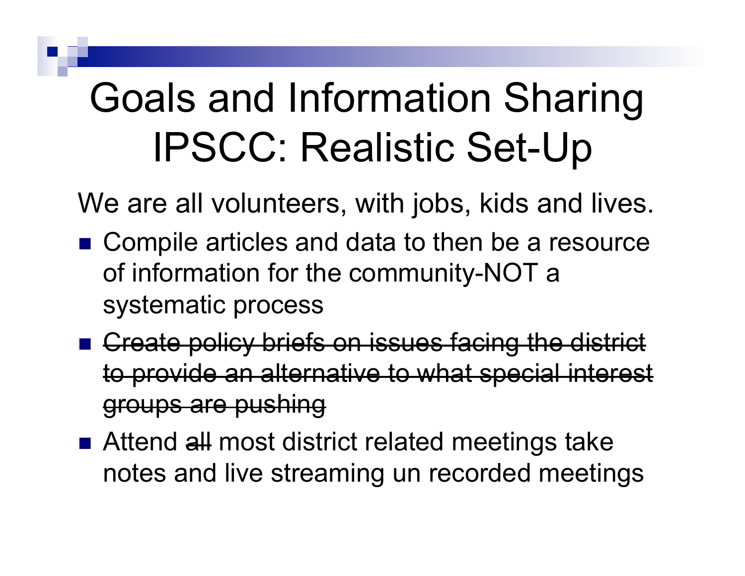# Goals and Information Sharing IPSCC: Realistic Set-Up

We are all volunteers, with jobs, kids and lives.

- Compile articles and data to then be a resource of information for the community-NOT a systematic process
- ~~Create policy briefs on issues facing the district to provide an alternative to what special interest groups are pushing~~
- Attend ~~all~~ most district related meetings take notes and live streaming un recorded meetings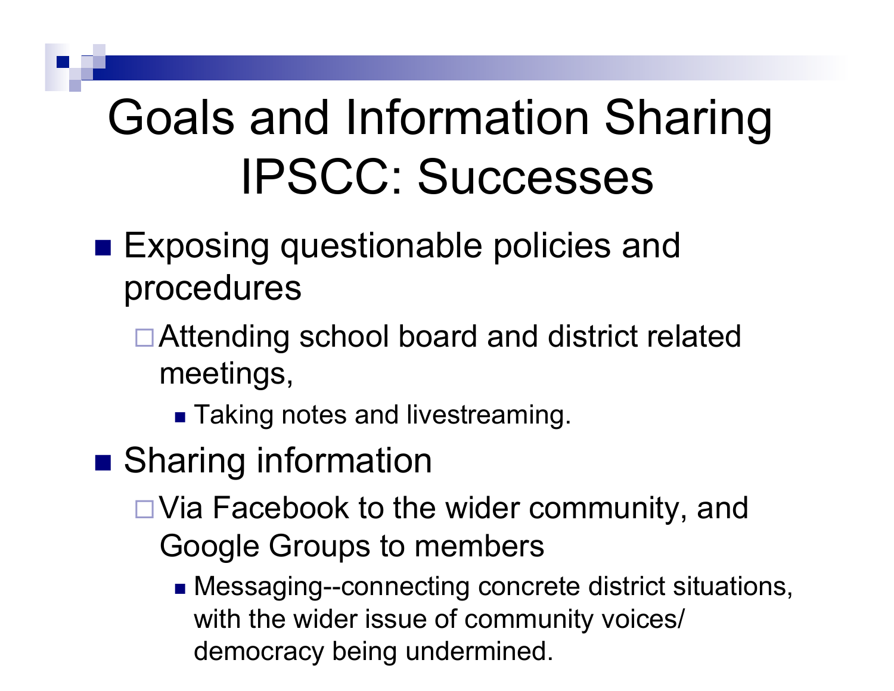# Goals and Information Sharing IPSCC: Successes

- Exposing questionable policies and procedures
  - Attending school board and district related meetings,
    - Taking notes and livestreaming.
- Sharing information
  - Via Facebook to the wider community, and Google Groups to members
    - Messaging--connecting concrete district situations, with the wider issue of community voices/ democracy being undermined.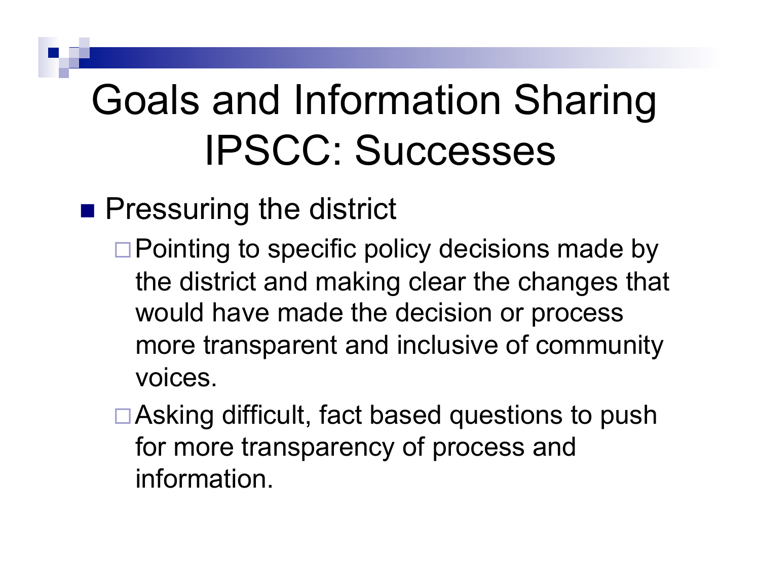# Goals and Information Sharing IPSCC: Successes

- Pressuring the district
  - Pointing to specific policy decisions made by the district and making clear the changes that would have made the decision or process more transparent and inclusive of community voices.
  - Asking difficult, fact based questions to push for more transparency of process and information.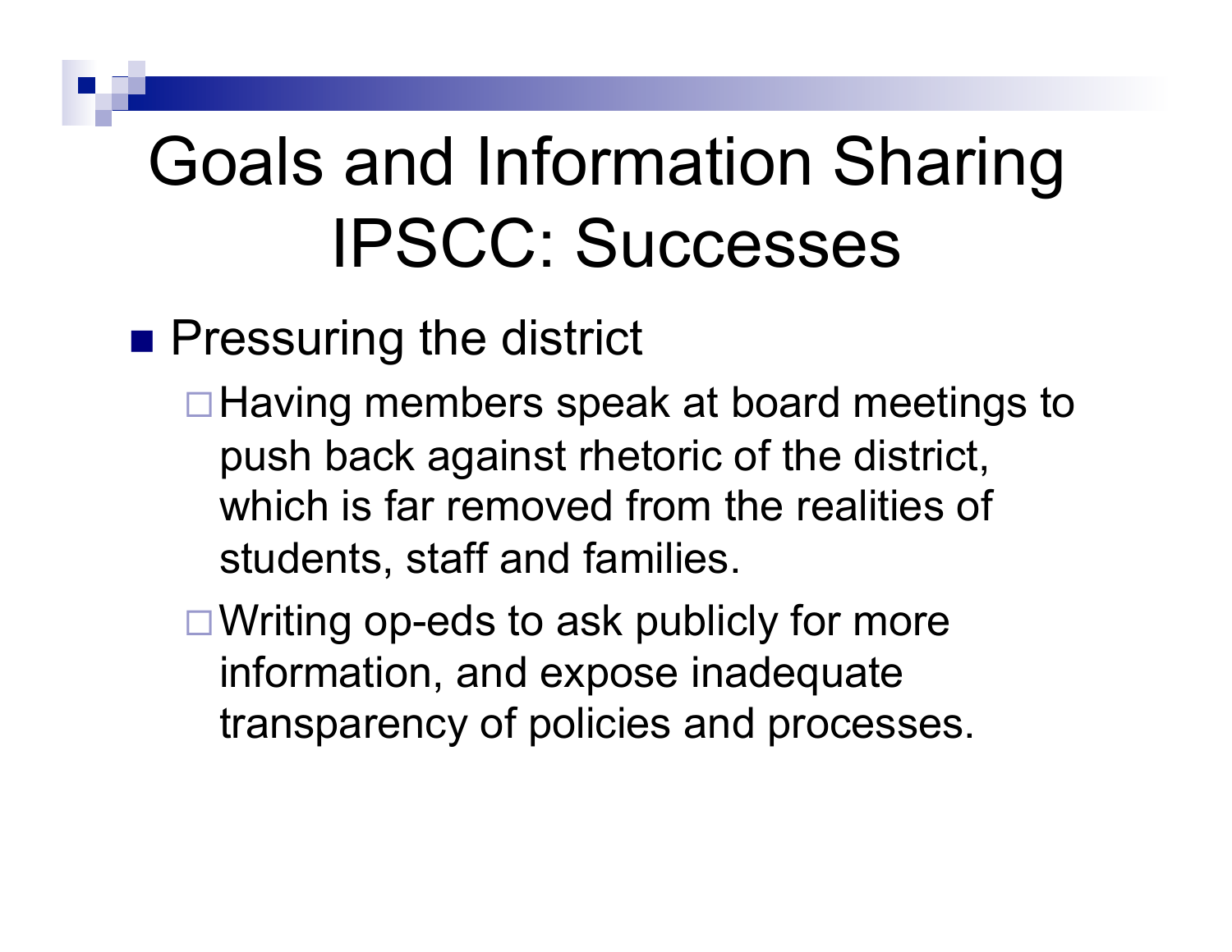# Goals and Information Sharing IPSCC: Successes

- Pressuring the district
  - Having members speak at board meetings to push back against rhetoric of the district, which is far removed from the realities of students, staff and families.
  - Writing op-eds to ask publicly for more information, and expose inadequate transparency of policies and processes.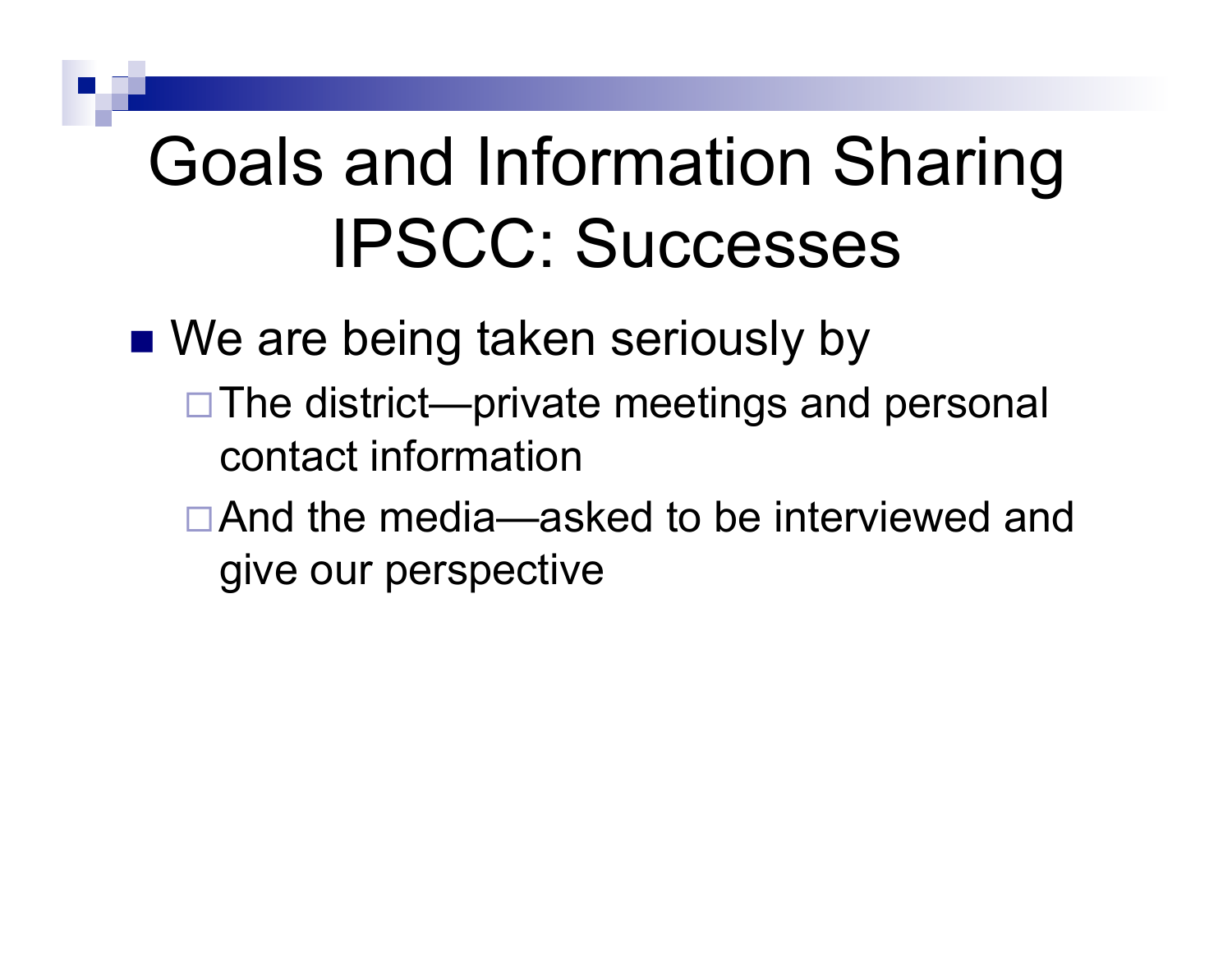# Goals and Information Sharing IPSCC: Successes

- We are being taken seriously by
  - The district—private meetings and personal contact information
  - And the media—asked to be interviewed and give our perspective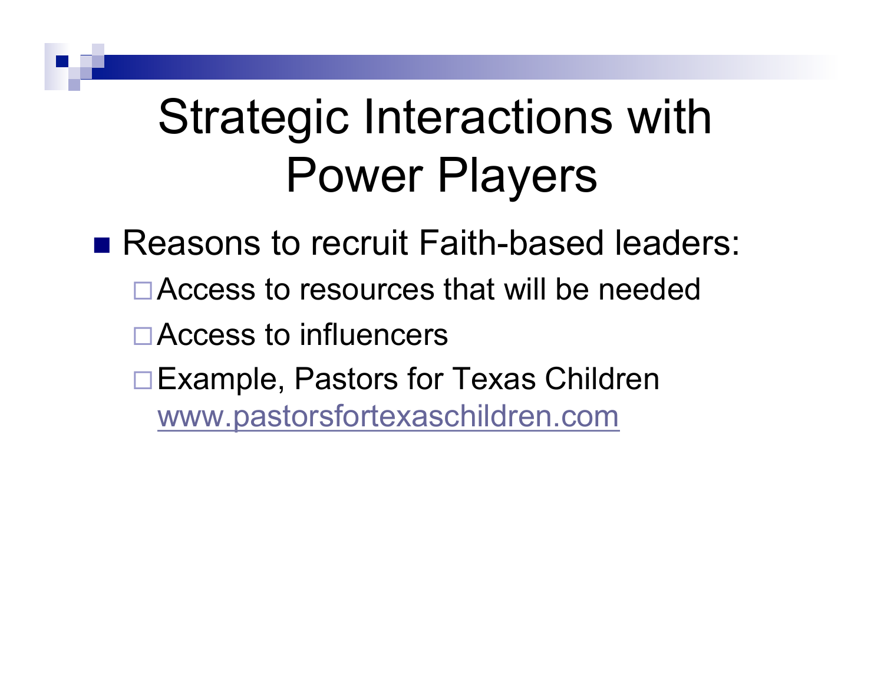# Strategic Interactions with Power Players

- Reasons to recruit Faith-based leaders:
  - Access to resources that will be needed
  - Access to influencers
  - Example, Pastors for Texas Children www.pastorsfortexaschildren.com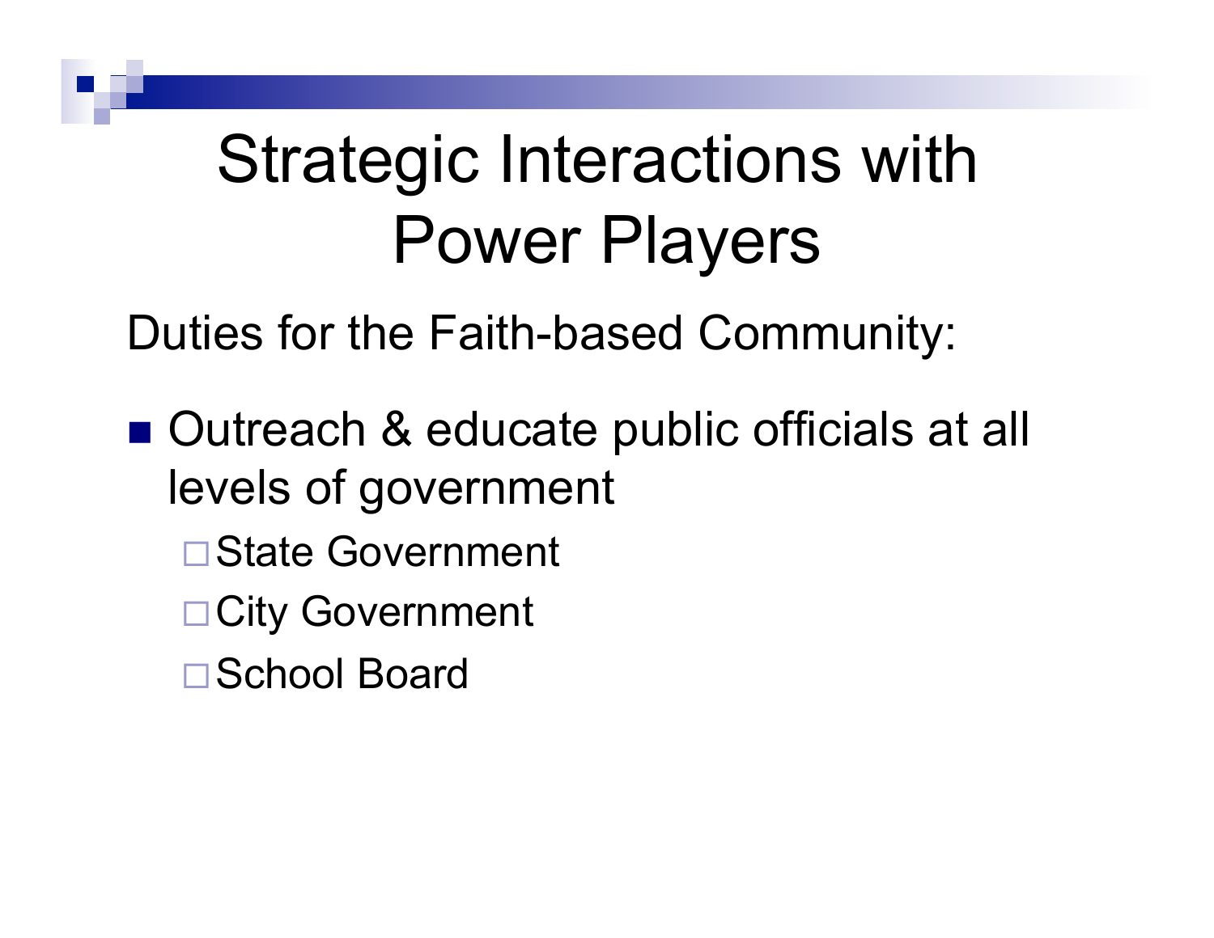# Strategic Interactions with Power Players

Duties for the Faith-based Community:

- Outreach & educate public officials at all levels of government
  - State Government
  - City Government
  - School Board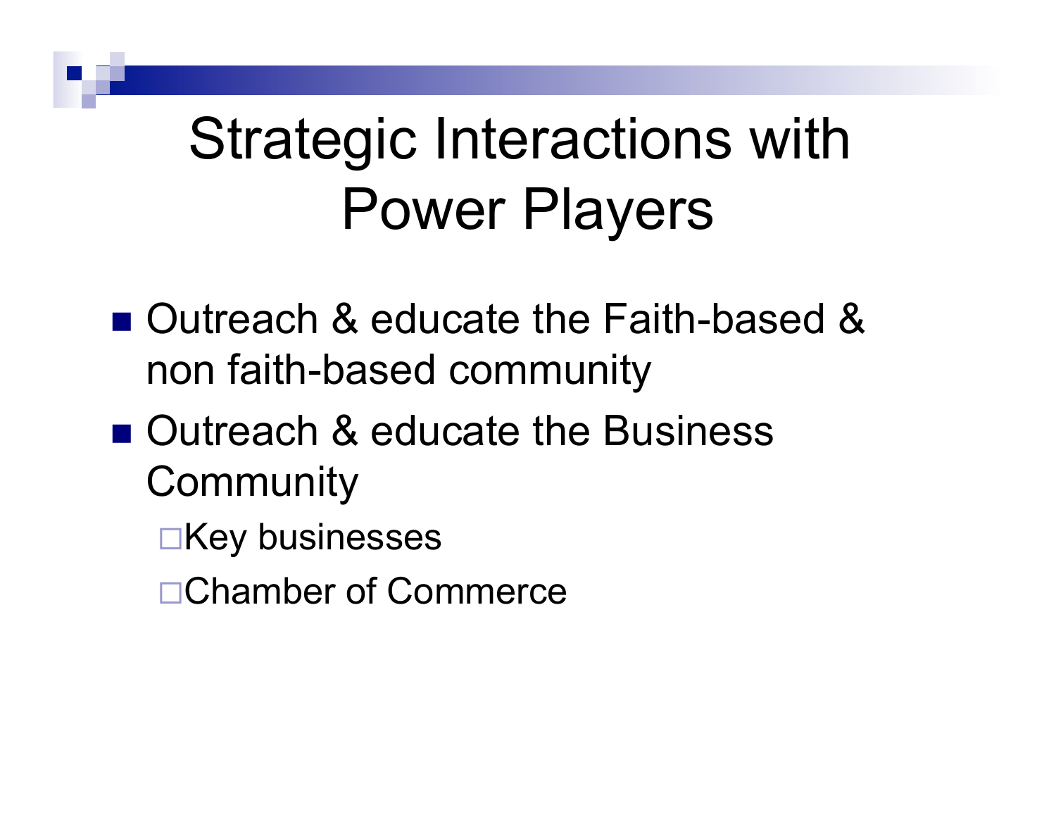# Strategic Interactions with Power Players

- Outreach & educate the Faith-based & non faith-based community
- Outreach & educate the Business Community
  - Key businesses
  - Chamber of Commerce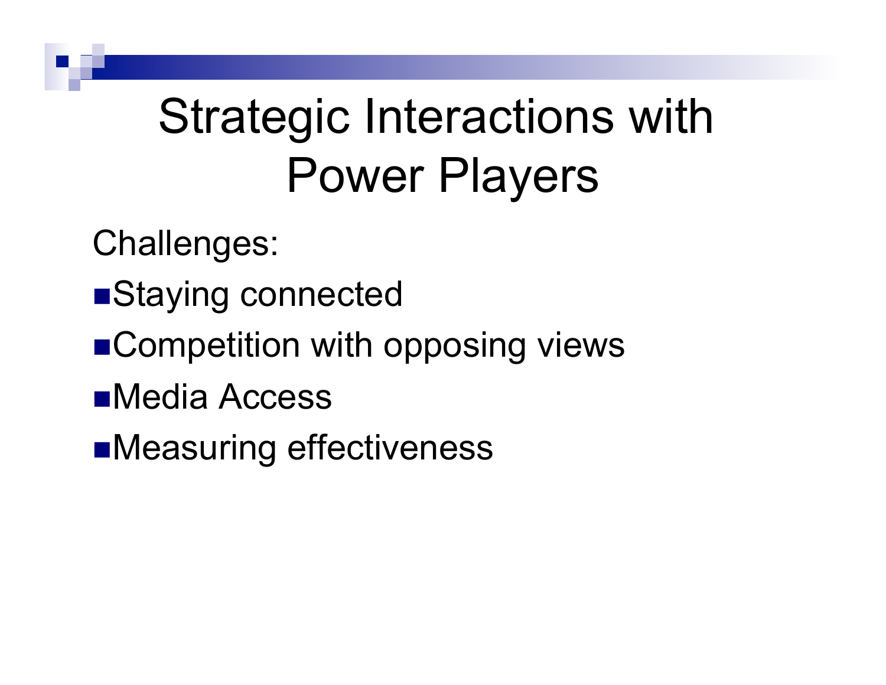# Strategic Interactions with Power Players

Challenges:

- Staying connected
- Competition with opposing views
- Media Access
- Measuring effectiveness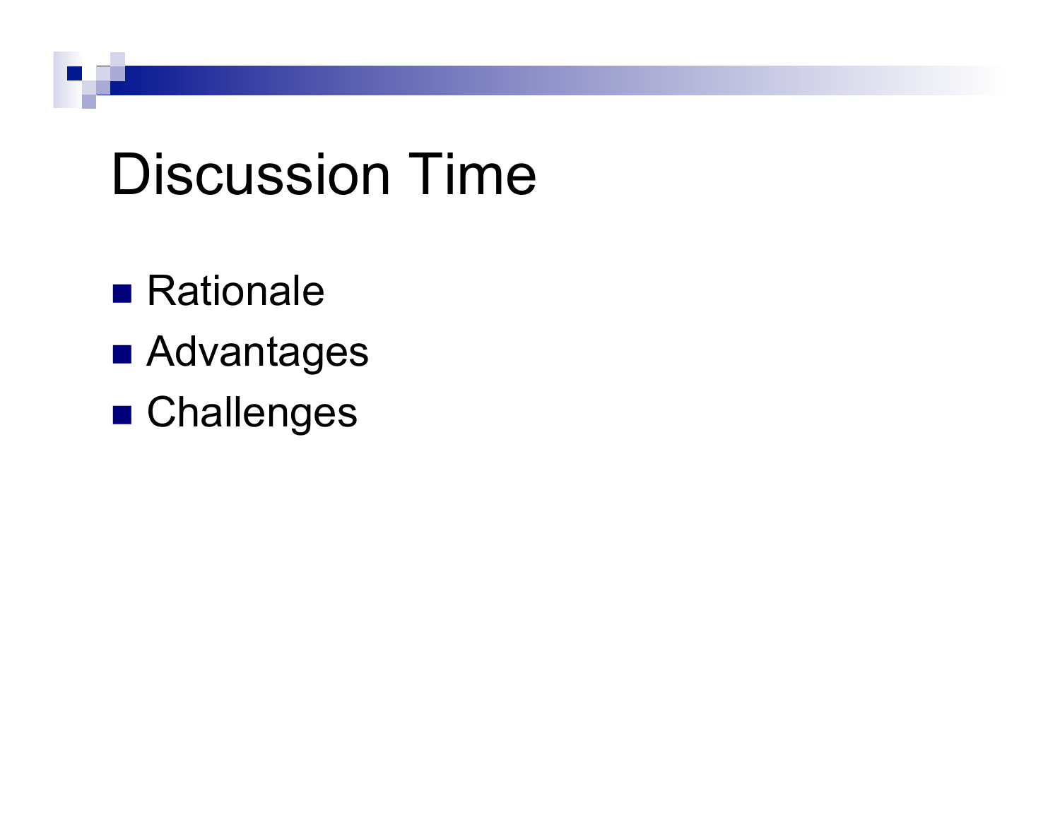# Discussion Time

- Rationale
- Advantages
- Challenges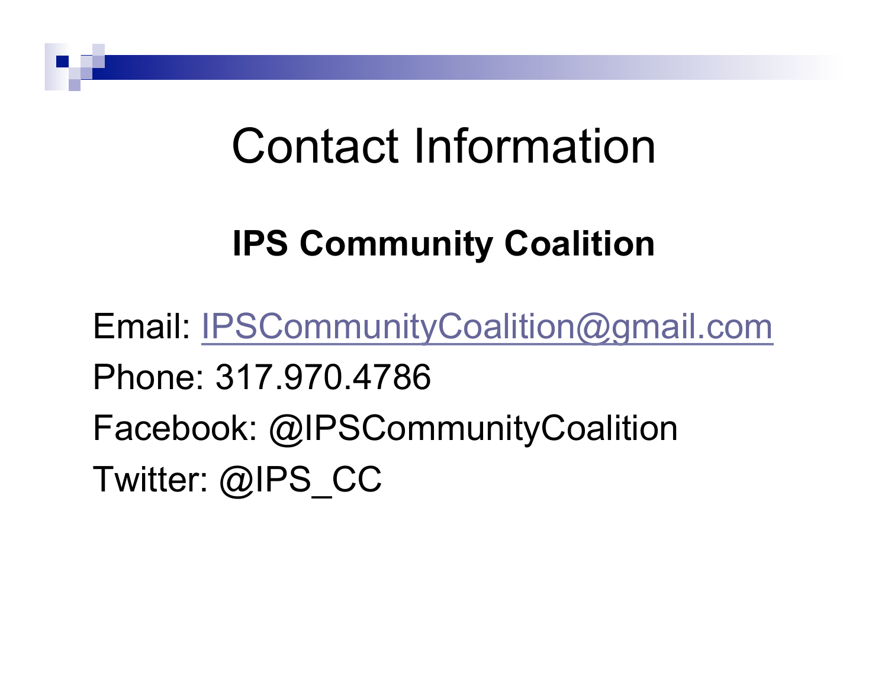# Contact Information

**IPS Community Coalition**

Email: IPSCommunityCoalition@gmail.com
Phone: 317.970.4786
Facebook: @IPSCommunityCoalition
Twitter: @IPS_CC